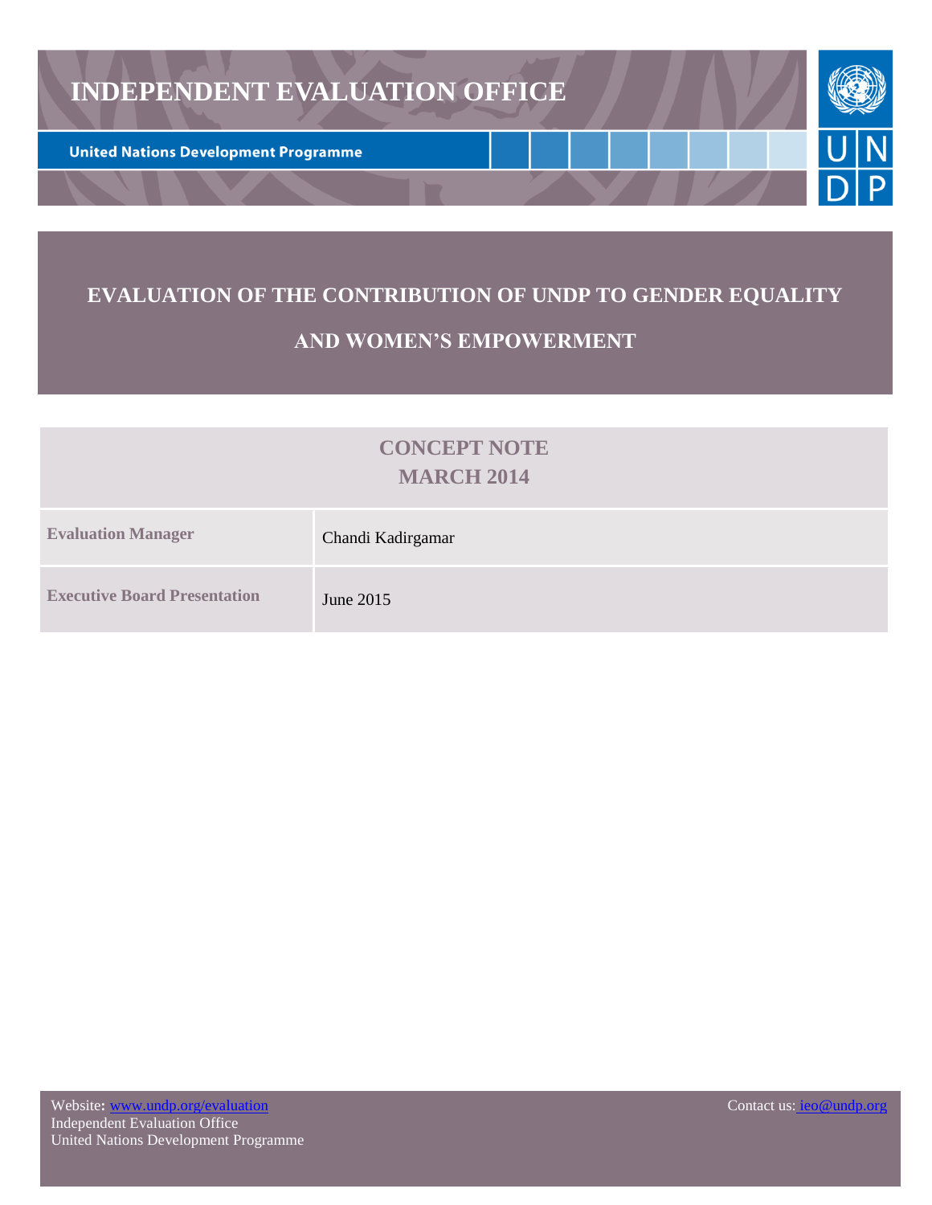# INDEPENDENT EVALUATION OFFICE

**United Nations Development Programme**

## EVALUATION OF THE CONTRIBUTION OF UNDP TO GENDER EQUALITY AND WOMEN'S EMPOWERMENT

| CONCEPT NOTE MARCH 2014 | |
|---|---|
| **Evaluation Manager** | Chandi Kadirgamar |
| **Executive Board Presentation** | June 2015 |

Website: www.undp.org/evaluation
Independent Evaluation Office
United Nations Development Programme

Contact us: ieo@undp.org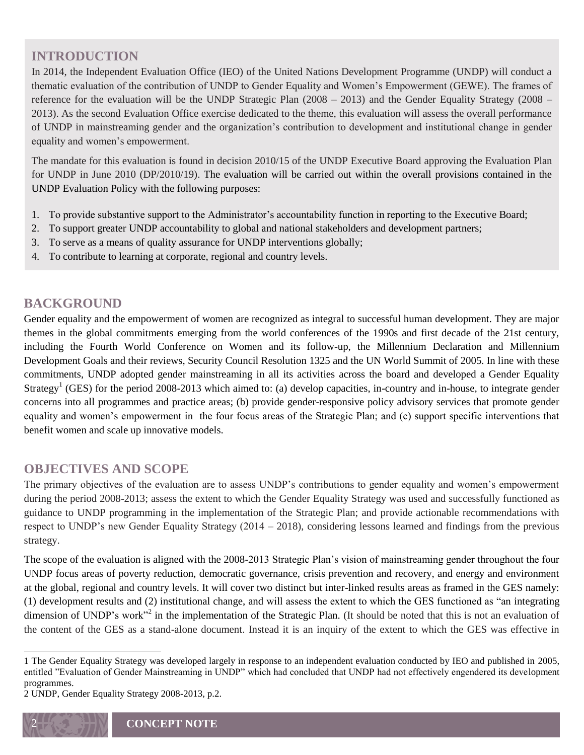## INTRODUCTION

In 2014, the Independent Evaluation Office (IEO) of the United Nations Development Programme (UNDP) will conduct a thematic evaluation of the contribution of UNDP to Gender Equality and Women's Empowerment (GEWE). The frames of reference for the evaluation will be the UNDP Strategic Plan (2008 – 2013) and the Gender Equality Strategy (2008 – 2013). As the second Evaluation Office exercise dedicated to the theme, this evaluation will assess the overall performance of UNDP in mainstreaming gender and the organization's contribution to development and institutional change in gender equality and women's empowerment.

The mandate for this evaluation is found in decision 2010/15 of the UNDP Executive Board approving the Evaluation Plan for UNDP in June 2010 (DP/2010/19). The evaluation will be carried out within the overall provisions contained in the UNDP Evaluation Policy with the following purposes:

1. To provide substantive support to the Administrator's accountability function in reporting to the Executive Board;
2. To support greater UNDP accountability to global and national stakeholders and development partners;
3. To serve as a means of quality assurance for UNDP interventions globally;
4. To contribute to learning at corporate, regional and country levels.

## BACKGROUND

Gender equality and the empowerment of women are recognized as integral to successful human development. They are major themes in the global commitments emerging from the world conferences of the 1990s and first decade of the 21st century, including the Fourth World Conference on Women and its follow-up, the Millennium Declaration and Millennium Development Goals and their reviews, Security Council Resolution 1325 and the UN World Summit of 2005. In line with these commitments, UNDP adopted gender mainstreaming in all its activities across the board and developed a Gender Equality Strategy[1] (GES) for the period 2008-2013 which aimed to: (a) develop capacities, in-country and in-house, to integrate gender concerns into all programmes and practice areas; (b) provide gender-responsive policy advisory services that promote gender equality and women's empowerment in the four focus areas of the Strategic Plan; and (c) support specific interventions that benefit women and scale up innovative models.

## OBJECTIVES AND SCOPE

The primary objectives of the evaluation are to assess UNDP's contributions to gender equality and women's empowerment during the period 2008-2013; assess the extent to which the Gender Equality Strategy was used and successfully functioned as guidance to UNDP programming in the implementation of the Strategic Plan; and provide actionable recommendations with respect to UNDP's new Gender Equality Strategy (2014 – 2018), considering lessons learned and findings from the previous strategy.

The scope of the evaluation is aligned with the 2008-2013 Strategic Plan's vision of mainstreaming gender throughout the four UNDP focus areas of poverty reduction, democratic governance, crisis prevention and recovery, and energy and environment at the global, regional and country levels. It will cover two distinct but inter-linked results areas as framed in the GES namely: (1) development results and (2) institutional change, and will assess the extent to which the GES functioned as "an integrating dimension of UNDP's work"[2] in the implementation of the Strategic Plan. (It should be noted that this is not an evaluation of the content of the GES as a stand-alone document. Instead it is an inquiry of the extent to which the GES was effective in

---

1 The Gender Equality Strategy was developed largely in response to an independent evaluation conducted by IEO and published in 2005, entitled "Evaluation of Gender Mainstreaming in UNDP" which had concluded that UNDP had not effectively engendered its development programmes.

2 UNDP, Gender Equality Strategy 2008-2013, p.2.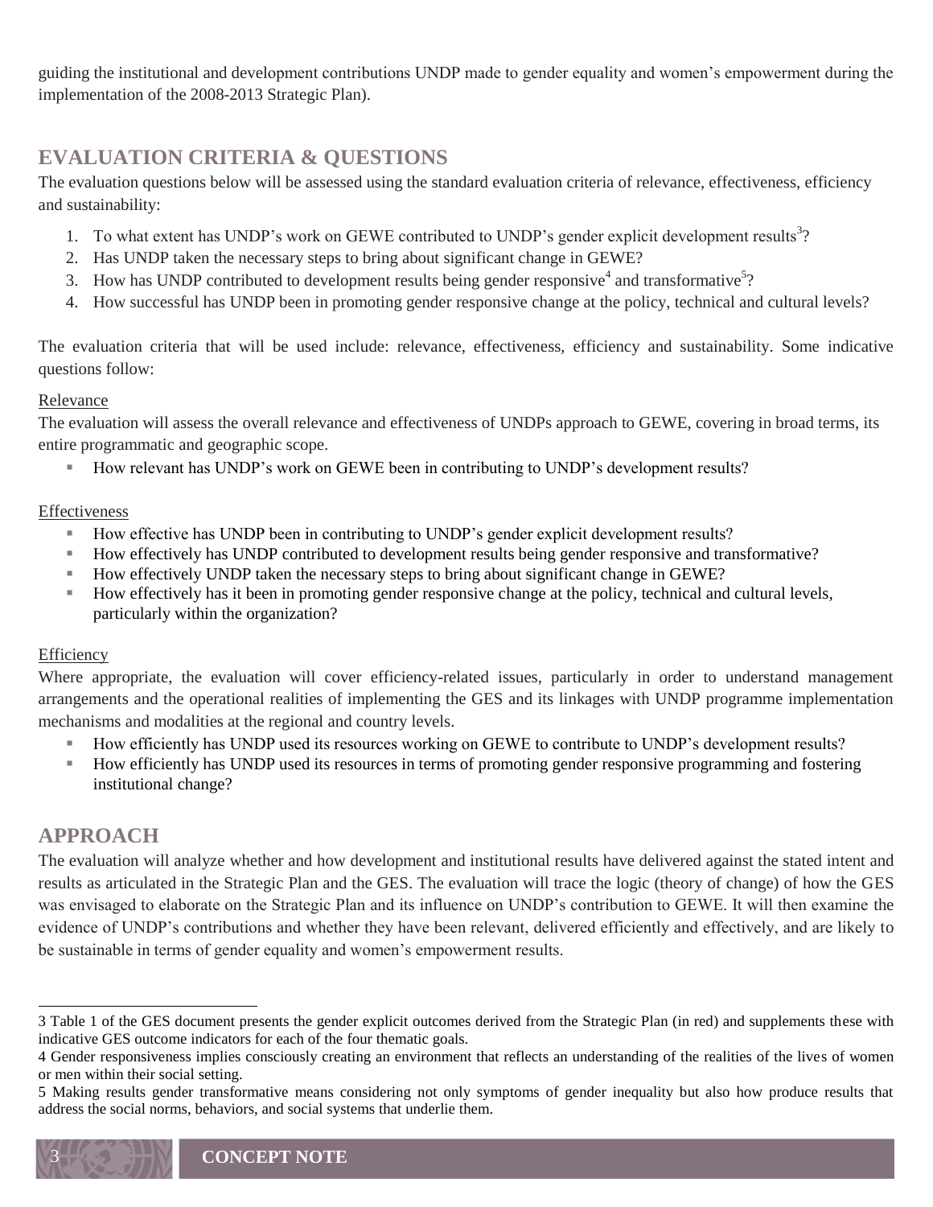guiding the institutional and development contributions UNDP made to gender equality and women's empowerment during the implementation of the 2008-2013 Strategic Plan).

## EVALUATION CRITERIA & QUESTIONS

The evaluation questions below will be assessed using the standard evaluation criteria of relevance, effectiveness, efficiency and sustainability:

1. To what extent has UNDP's work on GEWE contributed to UNDP's gender explicit development results[3]?
2. Has UNDP taken the necessary steps to bring about significant change in GEWE?
3. How has UNDP contributed to development results being gender responsive[4] and transformative[5]?
4. How successful has UNDP been in promoting gender responsive change at the policy, technical and cultural levels?

The evaluation criteria that will be used include: relevance, effectiveness, efficiency and sustainability. Some indicative questions follow:

Relevance

The evaluation will assess the overall relevance and effectiveness of UNDPs approach to GEWE, covering in broad terms, its entire programmatic and geographic scope.

- How relevant has UNDP's work on GEWE been in contributing to UNDP's development results?

Effectiveness

- How effective has UNDP been in contributing to UNDP's gender explicit development results?
- How effectively has UNDP contributed to development results being gender responsive and transformative?
- How effectively UNDP taken the necessary steps to bring about significant change in GEWE?
- How effectively has it been in promoting gender responsive change at the policy, technical and cultural levels, particularly within the organization?

Efficiency

Where appropriate, the evaluation will cover efficiency-related issues, particularly in order to understand management arrangements and the operational realities of implementing the GES and its linkages with UNDP programme implementation mechanisms and modalities at the regional and country levels.

- How efficiently has UNDP used its resources working on GEWE to contribute to UNDP's development results?
- How efficiently has UNDP used its resources in terms of promoting gender responsive programming and fostering institutional change?

## APPROACH

The evaluation will analyze whether and how development and institutional results have delivered against the stated intent and results as articulated in the Strategic Plan and the GES. The evaluation will trace the logic (theory of change) of how the GES was envisaged to elaborate on the Strategic Plan and its influence on UNDP's contribution to GEWE. It will then examine the evidence of UNDP's contributions and whether they have been relevant, delivered efficiently and effectively, and are likely to be sustainable in terms of gender equality and women's empowerment results.

---

3 Table 1 of the GES document presents the gender explicit outcomes derived from the Strategic Plan (in red) and supplements these with indicative GES outcome indicators for each of the four thematic goals.

4 Gender responsiveness implies consciously creating an environment that reflects an understanding of the realities of the lives of women or men within their social setting.

5 Making results gender transformative means considering not only symptoms of gender inequality but also how produce results that address the social norms, behaviors, and social systems that underlie them.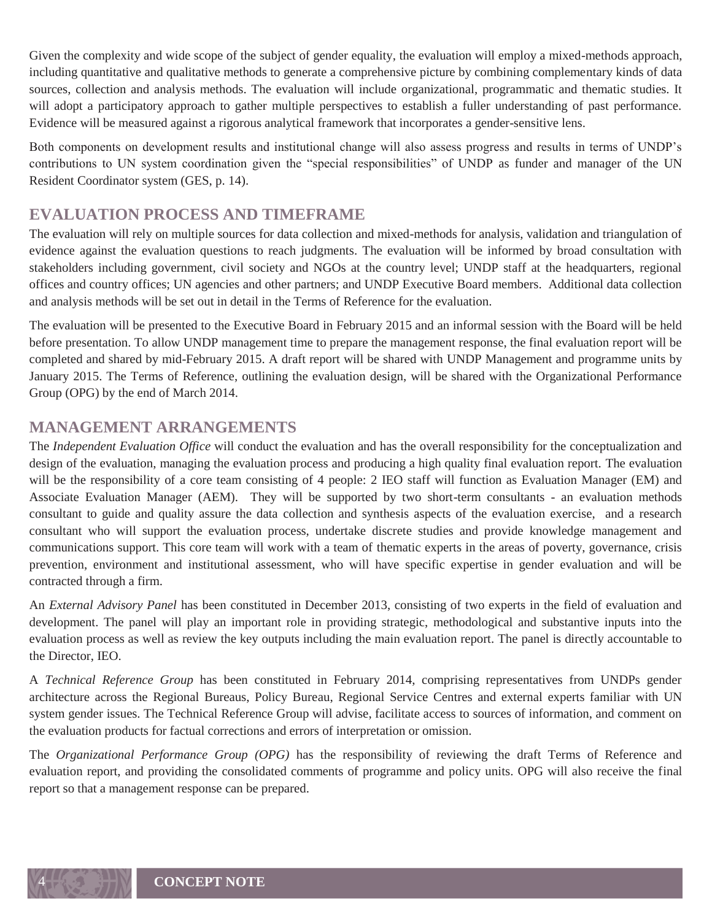Given the complexity and wide scope of the subject of gender equality, the evaluation will employ a mixed-methods approach, including quantitative and qualitative methods to generate a comprehensive picture by combining complementary kinds of data sources, collection and analysis methods. The evaluation will include organizational, programmatic and thematic studies. It will adopt a participatory approach to gather multiple perspectives to establish a fuller understanding of past performance. Evidence will be measured against a rigorous analytical framework that incorporates a gender-sensitive lens.

Both components on development results and institutional change will also assess progress and results in terms of UNDP's contributions to UN system coordination given the "special responsibilities" of UNDP as funder and manager of the UN Resident Coordinator system (GES, p. 14).

## EVALUATION PROCESS AND TIMEFRAME

The evaluation will rely on multiple sources for data collection and mixed-methods for analysis, validation and triangulation of evidence against the evaluation questions to reach judgments. The evaluation will be informed by broad consultation with stakeholders including government, civil society and NGOs at the country level; UNDP staff at the headquarters, regional offices and country offices; UN agencies and other partners; and UNDP Executive Board members. Additional data collection and analysis methods will be set out in detail in the Terms of Reference for the evaluation.

The evaluation will be presented to the Executive Board in February 2015 and an informal session with the Board will be held before presentation. To allow UNDP management time to prepare the management response, the final evaluation report will be completed and shared by mid-February 2015. A draft report will be shared with UNDP Management and programme units by January 2015. The Terms of Reference, outlining the evaluation design, will be shared with the Organizational Performance Group (OPG) by the end of March 2014.

## MANAGEMENT ARRANGEMENTS

The *Independent Evaluation Office* will conduct the evaluation and has the overall responsibility for the conceptualization and design of the evaluation, managing the evaluation process and producing a high quality final evaluation report. The evaluation will be the responsibility of a core team consisting of 4 people: 2 IEO staff will function as Evaluation Manager (EM) and Associate Evaluation Manager (AEM). They will be supported by two short-term consultants - an evaluation methods consultant to guide and quality assure the data collection and synthesis aspects of the evaluation exercise, and a research consultant who will support the evaluation process, undertake discrete studies and provide knowledge management and communications support. This core team will work with a team of thematic experts in the areas of poverty, governance, crisis prevention, environment and institutional assessment, who will have specific expertise in gender evaluation and will be contracted through a firm.

An *External Advisory Panel* has been constituted in December 2013, consisting of two experts in the field of evaluation and development. The panel will play an important role in providing strategic, methodological and substantive inputs into the evaluation process as well as review the key outputs including the main evaluation report. The panel is directly accountable to the Director, IEO.

A *Technical Reference Group* has been constituted in February 2014, comprising representatives from UNDPs gender architecture across the Regional Bureaus, Policy Bureau, Regional Service Centres and external experts familiar with UN system gender issues. The Technical Reference Group will advise, facilitate access to sources of information, and comment on the evaluation products for factual corrections and errors of interpretation or omission.

The *Organizational Performance Group (OPG)* has the responsibility of reviewing the draft Terms of Reference and evaluation report, and providing the consolidated comments of programme and policy units. OPG will also receive the final report so that a management response can be prepared.